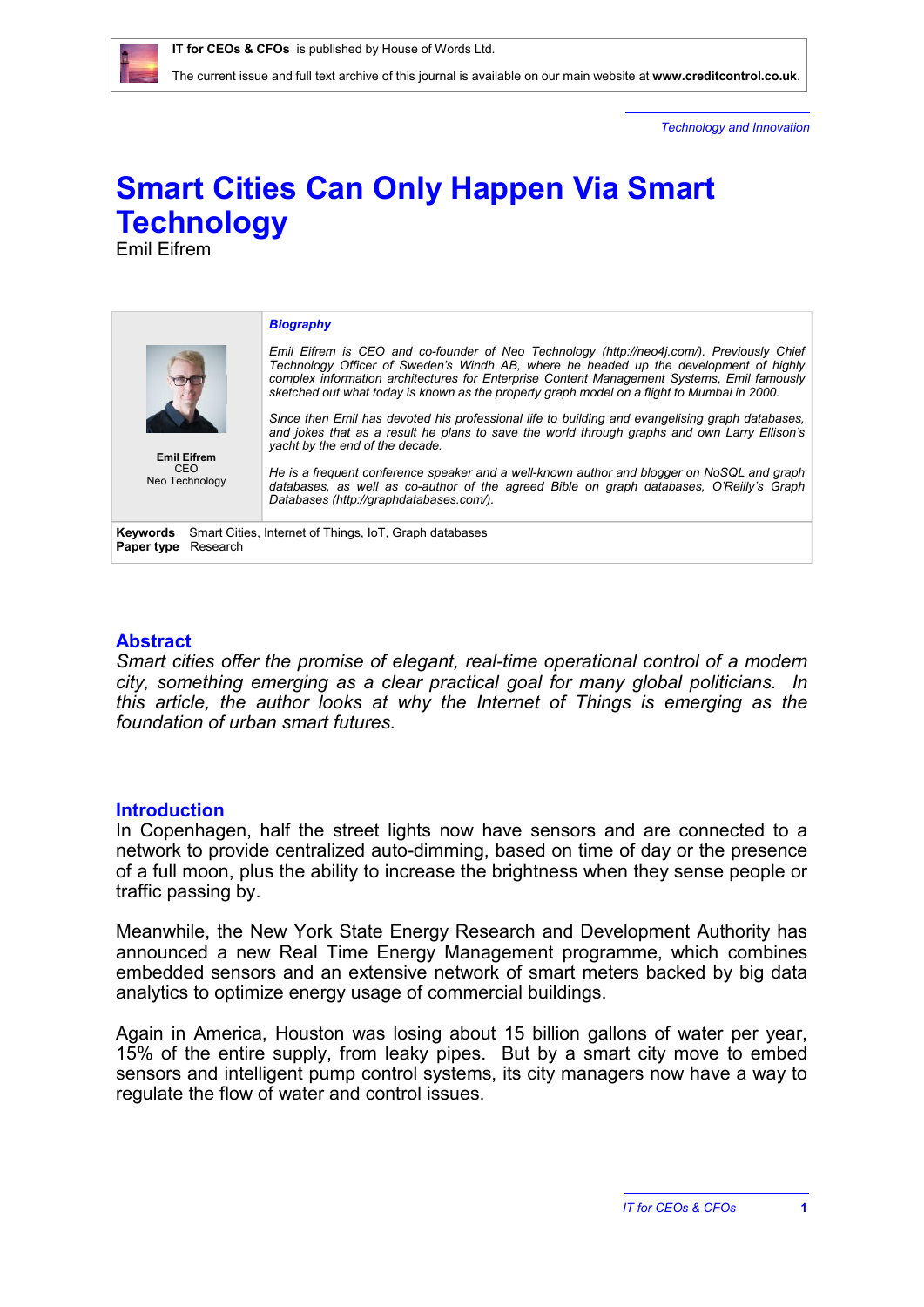IT for CEOs & CFOs is published by House of Words Ltd.

The current issue and full text archive of this journal is available on our main website at **www.creditcontrol.co.uk**.

*Technology and Innovation*

# Smart Cities Can Only Happen Via Smart Technology

Emil Eifrem

**Emil Eifrem**
CEO
Neo Technology

***Biography***

*Emil Eifrem is CEO and co-founder of Neo Technology (http://neo4j.com/). Previously Chief Technology Officer of Sweden's Windh AB, where he headed up the development of highly complex information architectures for Enterprise Content Management Systems, Emil famously sketched out what today is known as the property graph model on a flight to Mumbai in 2000.*

*Since then Emil has devoted his professional life to building and evangelising graph databases, and jokes that as a result he plans to save the world through graphs and own Larry Ellison's yacht by the end of the decade.*

*He is a frequent conference speaker and a well-known author and blogger on NoSQL and graph databases, as well as co-author of the agreed Bible on graph databases, O'Reilly's Graph Databases (http://graphdatabases.com/).*

**Keywords** Smart Cities, Internet of Things, IoT, Graph databases
**Paper type** Research

## Abstract

*Smart cities offer the promise of elegant, real-time operational control of a modern city, something emerging as a clear practical goal for many global politicians. In this article, the author looks at why the Internet of Things is emerging as the foundation of urban smart futures.*

## Introduction

In Copenhagen, half the street lights now have sensors and are connected to a network to provide centralized auto-dimming, based on time of day or the presence of a full moon, plus the ability to increase the brightness when they sense people or traffic passing by.

Meanwhile, the New York State Energy Research and Development Authority has announced a new Real Time Energy Management programme, which combines embedded sensors and an extensive network of smart meters backed by big data analytics to optimize energy usage of commercial buildings.

Again in America, Houston was losing about 15 billion gallons of water per year, 15% of the entire supply, from leaky pipes. But by a smart city move to embed sensors and intelligent pump control systems, its city managers now have a way to regulate the flow of water and control issues.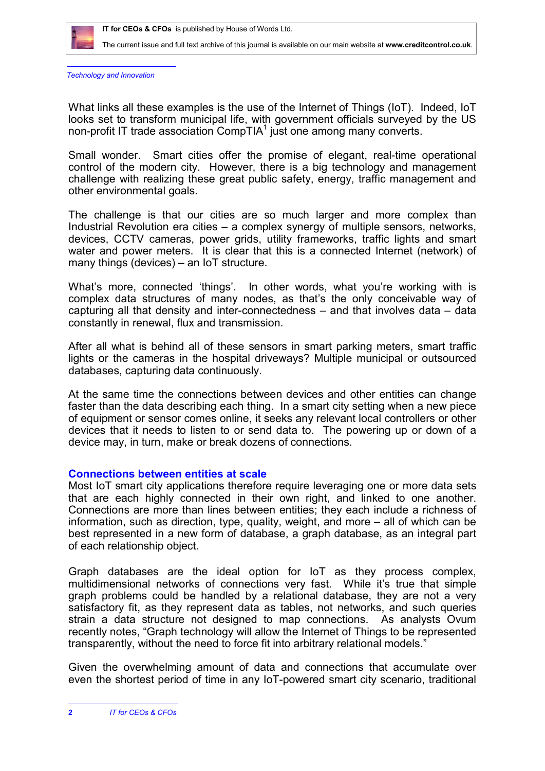What links all these examples is the use of the Internet of Things (IoT). Indeed, IoT looks set to transform municipal life, with government officials surveyed by the US non-profit IT trade association CompTIA[1] just one among many converts.

Small wonder. Smart cities offer the promise of elegant, real-time operational control of the modern city. However, there is a big technology and management challenge with realizing these great public safety, energy, traffic management and other environmental goals.

The challenge is that our cities are so much larger and more complex than Industrial Revolution era cities – a complex synergy of multiple sensors, networks, devices, CCTV cameras, power grids, utility frameworks, traffic lights and smart water and power meters. It is clear that this is a connected Internet (network) of many things (devices) – an IoT structure.

What's more, connected 'things'. In other words, what you're working with is complex data structures of many nodes, as that's the only conceivable way of capturing all that density and inter-connectedness – and that involves data – data constantly in renewal, flux and transmission.

After all what is behind all of these sensors in smart parking meters, smart traffic lights or the cameras in the hospital driveways? Multiple municipal or outsourced databases, capturing data continuously.

At the same time the connections between devices and other entities can change faster than the data describing each thing. In a smart city setting when a new piece of equipment or sensor comes online, it seeks any relevant local controllers or other devices that it needs to listen to or send data to. The powering up or down of a device may, in turn, make or break dozens of connections.

## Connections between entities at scale

Most IoT smart city applications therefore require leveraging one or more data sets that are each highly connected in their own right, and linked to one another. Connections are more than lines between entities; they each include a richness of information, such as direction, type, quality, weight, and more – all of which can be best represented in a new form of database, a graph database, as an integral part of each relationship object.

Graph databases are the ideal option for IoT as they process complex, multidimensional networks of connections very fast. While it's true that simple graph problems could be handled by a relational database, they are not a very satisfactory fit, as they represent data as tables, not networks, and such queries strain a data structure not designed to map connections. As analysts Ovum recently notes, "Graph technology will allow the Internet of Things to be represented transparently, without the need to force fit into arbitrary relational models."

Given the overwhelming amount of data and connections that accumulate over even the shortest period of time in any IoT-powered smart city scenario, traditional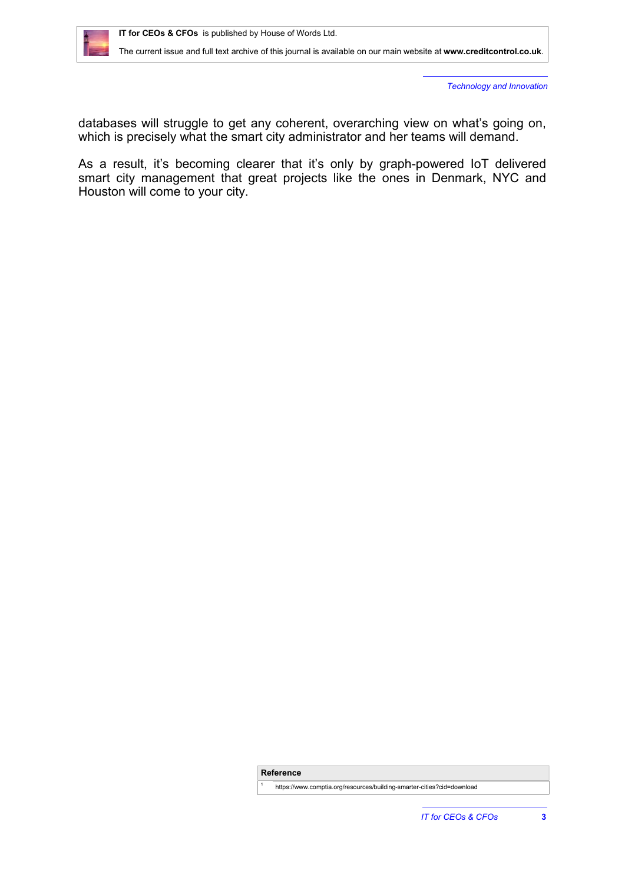databases will struggle to get any coherent, overarching view on what's going on, which is precisely what the smart city administrator and her teams will demand.

As a result, it's becoming clearer that it's only by graph-powered IoT delivered smart city management that great projects like the ones in Denmark, NYC and Houston will come to your city.

**Reference**

[1] https://www.comptia.org/resources/building-smarter-cities?cid=download